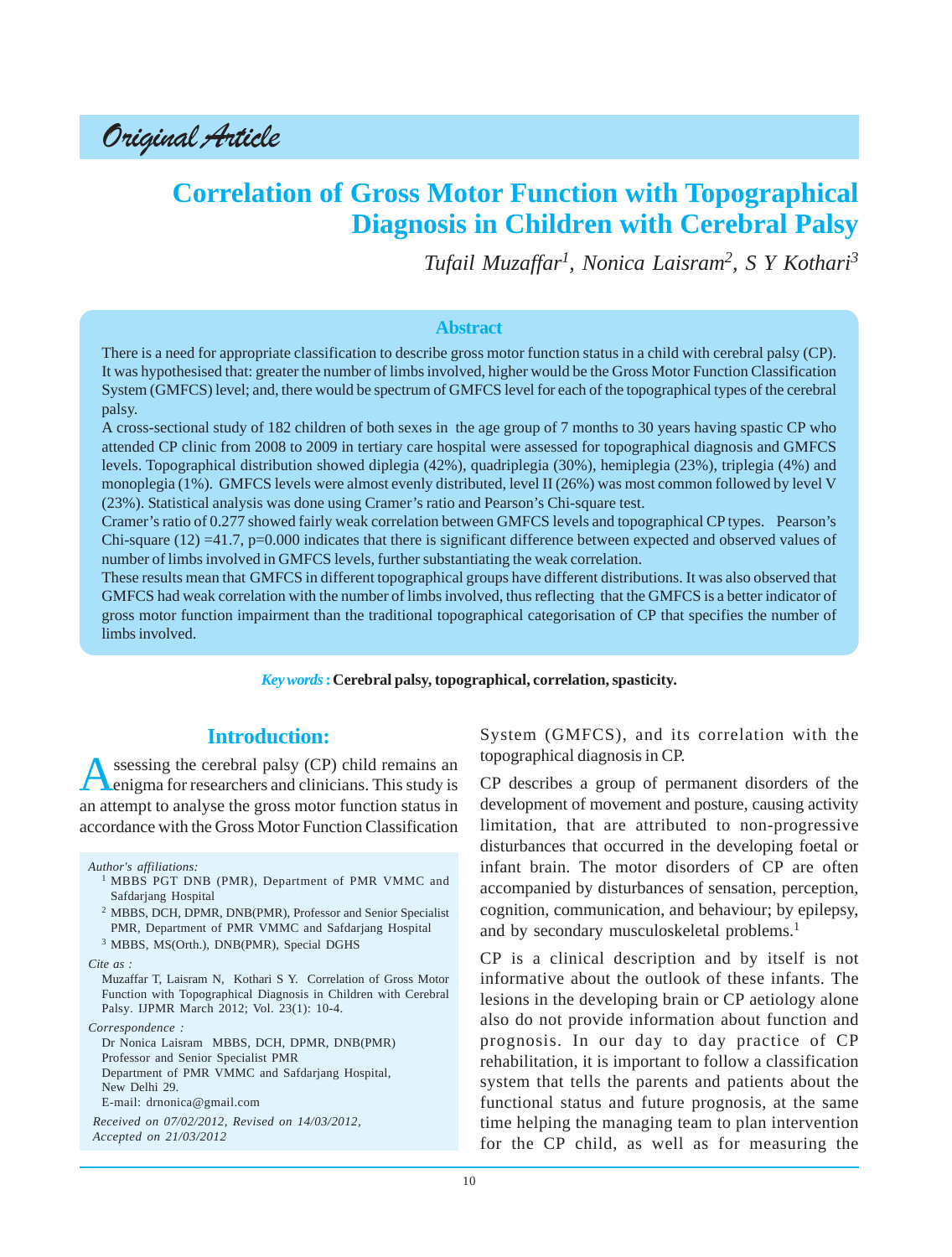*Original Article*

# Correlation of Gross Motor Function with Topographical Diagnosis in Children with Cerebral Palsy

*Tufail Muzaffar[1], Nonica Laisram[2], S Y Kothari[3]*

## Abstract

There is a need for appropriate classification to describe gross motor function status in a child with cerebral palsy (CP). It was hypothesised that: greater the number of limbs involved, higher would be the Gross Motor Function Classification System (GMFCS) level; and, there would be spectrum of GMFCS level for each of the topographical types of the cerebral palsy.

A cross-sectional study of 182 children of both sexes in the age group of 7 months to 30 years having spastic CP who attended CP clinic from 2008 to 2009 in tertiary care hospital were assessed for topographical diagnosis and GMFCS levels. Topographical distribution showed diplegia (42%), quadriplegia (30%), hemiplegia (23%), triplegia (4%) and monoplegia (1%). GMFCS levels were almost evenly distributed, level II (26%) was most common followed by level V (23%). Statistical analysis was done using Cramer's ratio and Pearson's Chi-square test.

Cramer's ratio of 0.277 showed fairly weak correlation between GMFCS levels and topographical CP types. Pearson's Chi-square (12) =41.7, p=0.000 indicates that there is significant difference between expected and observed values of number of limbs involved in GMFCS levels, further substantiating the weak correlation.

These results mean that GMFCS in different topographical groups have different distributions. It was also observed that GMFCS had weak correlation with the number of limbs involved, thus reflecting that the GMFCS is a better indicator of gross motor function impairment than the traditional topographical categorisation of CP that specifies the number of limbs involved.

***Key words* : Cerebral palsy, topographical, correlation, spasticity.**

## Introduction:

Assessing the cerebral palsy (CP) child remains an enigma for researchers and clinicians. This study is an attempt to analyse the gross motor function status in accordance with the Gross Motor Function Classification System (GMFCS), and its correlation with the topographical diagnosis in CP.

CP describes a group of permanent disorders of the development of movement and posture, causing activity limitation, that are attributed to non-progressive disturbances that occurred in the developing foetal or infant brain. The motor disorders of CP are often accompanied by disturbances of sensation, perception, cognition, communication, and behaviour; by epilepsy, and by secondary musculoskeletal problems.[1]

CP is a clinical description and by itself is not informative about the outlook of these infants. The lesions in the developing brain or CP aetiology alone also do not provide information about function and prognosis. In our day to day practice of CP rehabilitation, it is important to follow a classification system that tells the parents and patients about the functional status and future prognosis, at the same time helping the managing team to plan intervention for the CP child, as well as for measuring the

---

*Author's affiliations:*

[1] MBBS PGT DNB (PMR), Department of PMR VMMC and Safdarjang Hospital

[2] MBBS, DCH, DPMR, DNB(PMR), Professor and Senior Specialist PMR, Department of PMR VMMC and Safdarjang Hospital

[3] MBBS, MS(Orth.), DNB(PMR), Special DGHS

*Cite as :*

Muzaffar T, Laisram N, Kothari S Y. Correlation of Gross Motor Function with Topographical Diagnosis in Children with Cerebral Palsy. IJPMR March 2012; Vol. 23(1): 10-4.

*Correspondence :*

Dr Nonica Laisram MBBS, DCH, DPMR, DNB(PMR)
Professor and Senior Specialist PMR
Department of PMR VMMC and Safdarjang Hospital,
New Delhi 29.
E-mail: drnonica@gmail.com

*Received on 07/02/2012, Revised on 14/03/2012, Accepted on 21/03/2012*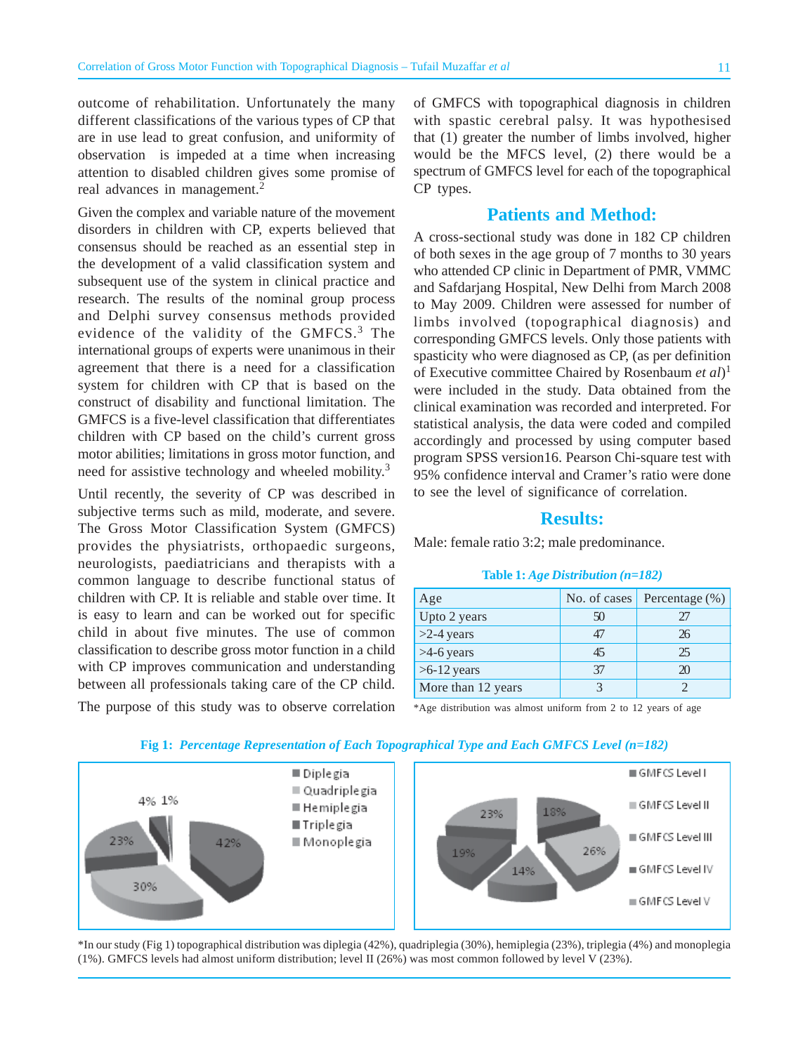outcome of rehabilitation. Unfortunately the many different classifications of the various types of CP that are in use lead to great confusion, and uniformity of observation is impeded at a time when increasing attention to disabled children gives some promise of real advances in management.[2]

Given the complex and variable nature of the movement disorders in children with CP, experts believed that consensus should be reached as an essential step in the development of a valid classification system and subsequent use of the system in clinical practice and research. The results of the nominal group process and Delphi survey consensus methods provided evidence of the validity of the GMFCS.[3] The international groups of experts were unanimous in their agreement that there is a need for a classification system for children with CP that is based on the construct of disability and functional limitation. The GMFCS is a five-level classification that differentiates children with CP based on the child's current gross motor abilities; limitations in gross motor function, and need for assistive technology and wheeled mobility.[3]

Until recently, the severity of CP was described in subjective terms such as mild, moderate, and severe. The Gross Motor Classification System (GMFCS) provides the physiatrists, orthopaedic surgeons, neurologists, paediatricians and therapists with a common language to describe functional status of children with CP. It is reliable and stable over time. It is easy to learn and can be worked out for specific child in about five minutes. The use of common classification to describe gross motor function in a child with CP improves communication and understanding between all professionals taking care of the CP child.

The purpose of this study was to observe correlation of GMFCS with topographical diagnosis in children with spastic cerebral palsy. It was hypothesised that (1) greater the number of limbs involved, higher would be the MFCS level, (2) there would be a spectrum of GMFCS level for each of the topographical CP types.

## Patients and Method:

A cross-sectional study was done in 182 CP children of both sexes in the age group of 7 months to 30 years who attended CP clinic in Department of PMR, VMMC and Safdarjang Hospital, New Delhi from March 2008 to May 2009. Children were assessed for number of limbs involved (topographical diagnosis) and corresponding GMFCS levels. Only those patients with spasticity who were diagnosed as CP, (as per definition of Executive committee Chaired by Rosenbaum *et al*)[1] were included in the study. Data obtained from the clinical examination was recorded and interpreted. For statistical analysis, the data were coded and compiled accordingly and processed by using computer based program SPSS version16. Pearson Chi-square test with 95% confidence interval and Cramer's ratio were done to see the level of significance of correlation.

## Results:

Male: female ratio 3:2; male predominance.

**Table 1:** ***Age Distribution (n=182)***

| Age | No. of cases | Percentage (%) |
|---|---|---|
| Upto 2 years | 50 | 27 |
| >2-4 years | 47 | 26 |
| >4-6 years | 45 | 25 |
| >6-12 years | 37 | 20 |
| More than 12 years | 3 | 2 |

*Age distribution was almost uniform from 2 to 12 years of age

**Fig 1:** ***Percentage Representation of Each Topographical Type and Each GMFCS Level (n=182)***

| Topographical type | % |
|---|---|
| Diplegia | 42% |
| Quadriplegia | 30% |
| Hemiplegia | 23% |
| Triplegia | 4% |
| Monoplegia | 1% |

| GMFCS Level | % |
|---|---|
| GMFCS Level I | 18% |
| GMFCS Level II | 26% |
| GMFCS Level III | 14% |
| GMFCS Level IV | 19% |
| GMFCS Level V | 23% |

*In our study (Fig 1) topographical distribution was diplegia (42%), quadriplegia (30%), hemiplegia (23%), triplegia (4%) and monoplegia (1%). GMFCS levels had almost uniform distribution; level II (26%) was most common followed by level V (23%).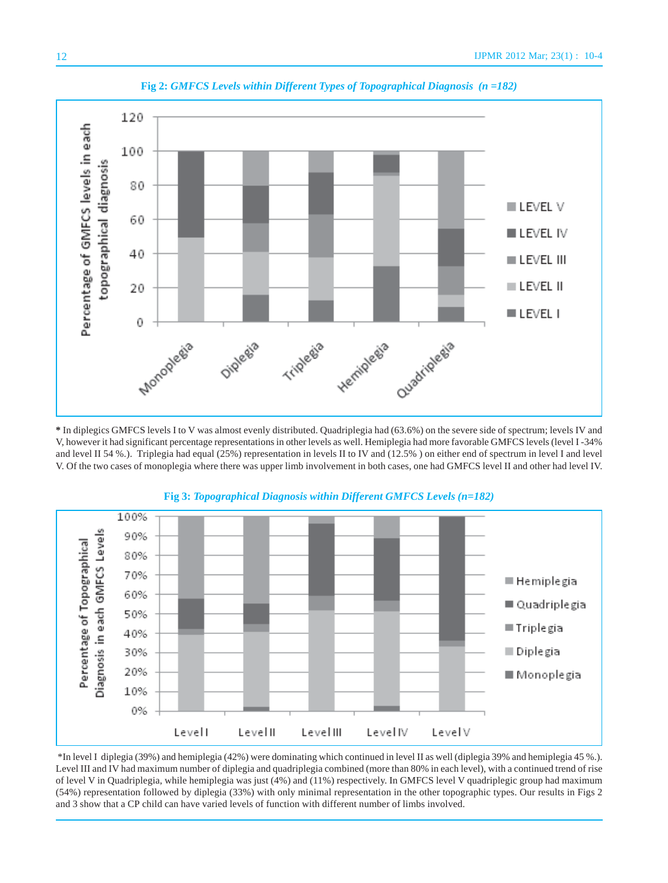**Fig 2:** ***GMFCS Levels within Different Types of Topographical Diagnosis (n =182)***

**\*** In diplegics GMFCS levels I to V was almost evenly distributed. Quadriplegia had (63.6%) on the severe side of spectrum; levels IV and V, however it had significant percentage representations in other levels as well. Hemiplegia had more favorable GMFCS levels (level I -34% and level II 54 %.). Triplegia had equal (25%) representation in levels II to IV and (12.5% ) on either end of spectrum in level I and level V. Of the two cases of monoplegia where there was upper limb involvement in both cases, one had GMFCS level II and other had level IV.

**Fig 3:** ***Topographical Diagnosis within Different GMFCS Levels (n=182)***

\*In level I diplegia (39%) and hemiplegia (42%) were dominating which continued in level II as well (diplegia 39% and hemiplegia 45 %.). Level III and IV had maximum number of diplegia and quadriplegia combined (more than 80% in each level), with a continued trend of rise of level V in Quadriplegia, while hemiplegia was just (4%) and (11%) respectively. In GMFCS level V quadriplegic group had maximum (54%) representation followed by diplegia (33%) with only minimal representation in the other topographic types. Our results in Figs 2 and 3 show that a CP child can have varied levels of function with different number of limbs involved.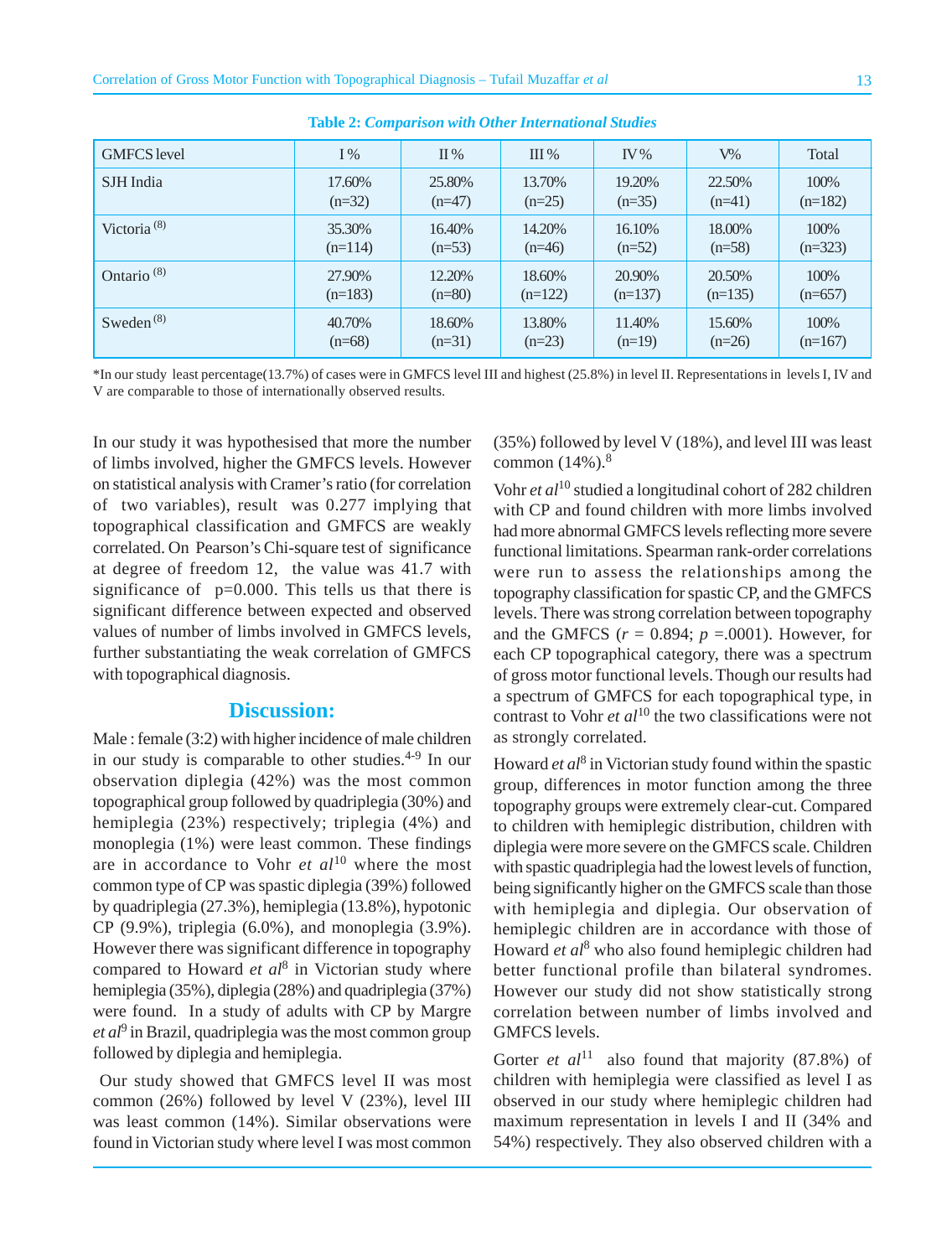**Table 2: *Comparison with Other International Studies***

| GMFCS level | I % | II % | III % | IV % | V% | Total |
|---|---|---|---|---|---|---|
| SJH India | 17.60% (n=32) | 25.80% (n=47) | 13.70% (n=25) | 19.20% (n=35) | 22.50% (n=41) | 100% (n=182) |
| Victoria [8] | 35.30% (n=114) | 16.40% (n=53) | 14.20% (n=46) | 16.10% (n=52) | 18.00% (n=58) | 100% (n=323) |
| Ontario [8] | 27.90% (n=183) | 12.20% (n=80) | 18.60% (n=122) | 20.90% (n=137) | 20.50% (n=135) | 100% (n=657) |
| Sweden [8] | 40.70% (n=68) | 18.60% (n=31) | 13.80% (n=23) | 11.40% (n=19) | 15.60% (n=26) | 100% (n=167) |

*In our study least percentage(13.7%) of cases were in GMFCS level III and highest (25.8%) in level II. Representations in levels I, IV and V are comparable to those of internationally observed results.

In our study it was hypothesised that more the number of limbs involved, higher the GMFCS levels. However on statistical analysis with Cramer's ratio (for correlation of two variables), result was 0.277 implying that topographical classification and GMFCS are weakly correlated. On Pearson's Chi-square test of significance at degree of freedom 12, the value was 41.7 with significance of $p=0.000$. This tells us that there is significant difference between expected and observed values of number of limbs involved in GMFCS levels, further substantiating the weak correlation of GMFCS with topographical diagnosis.

## Discussion:

Male : female (3:2) with higher incidence of male children in our study is comparable to other studies.[4-9] In our observation diplegia (42%) was the most common topographical group followed by quadriplegia (30%) and hemiplegia (23%) respectively; triplegia (4%) and monoplegia (1%) were least common. These findings are in accordance to Vohr *et al*[10] where the most common type of CP was spastic diplegia (39%) followed by quadriplegia (27.3%), hemiplegia (13.8%), hypotonic CP (9.9%), triplegia (6.0%), and monoplegia (3.9%). However there was significant difference in topography compared to Howard *et al*[8] in Victorian study where hemiplegia (35%), diplegia (28%) and quadriplegia (37%) were found. In a study of adults with CP by Margre *et al*[9] in Brazil, quadriplegia was the most common group followed by diplegia and hemiplegia.

Our study showed that GMFCS level II was most common (26%) followed by level V (23%), level III was least common (14%). Similar observations were found in Victorian study where level I was most common (35%) followed by level V (18%), and level III was least common (14%).[8]

Vohr *et al*[10] studied a longitudinal cohort of 282 children with CP and found children with more limbs involved had more abnormal GMFCS levels reflecting more severe functional limitations. Spearman rank-order correlations were run to assess the relationships among the topography classification for spastic CP, and the GMFCS levels. There was strong correlation between topography and the GMFCS ($r = 0.894$; $p = .0001$). However, for each CP topographical category, there was a spectrum of gross motor functional levels. Though our results had a spectrum of GMFCS for each topographical type, in contrast to Vohr *et al*[10] the two classifications were not as strongly correlated.

Howard *et al*[8] in Victorian study found within the spastic group, differences in motor function among the three topography groups were extremely clear-cut. Compared to children with hemiplegic distribution, children with diplegia were more severe on the GMFCS scale. Children with spastic quadriplegia had the lowest levels of function, being significantly higher on the GMFCS scale than those with hemiplegia and diplegia. Our observation of hemiplegic children are in accordance with those of Howard *et al*[8] who also found hemiplegic children had better functional profile than bilateral syndromes. However our study did not show statistically strong correlation between number of limbs involved and GMFCS levels.

Gorter *et al*[11] also found that majority (87.8%) of children with hemiplegia were classified as level I as observed in our study where hemiplegic children had maximum representation in levels I and II (34% and 54%) respectively. They also observed children with a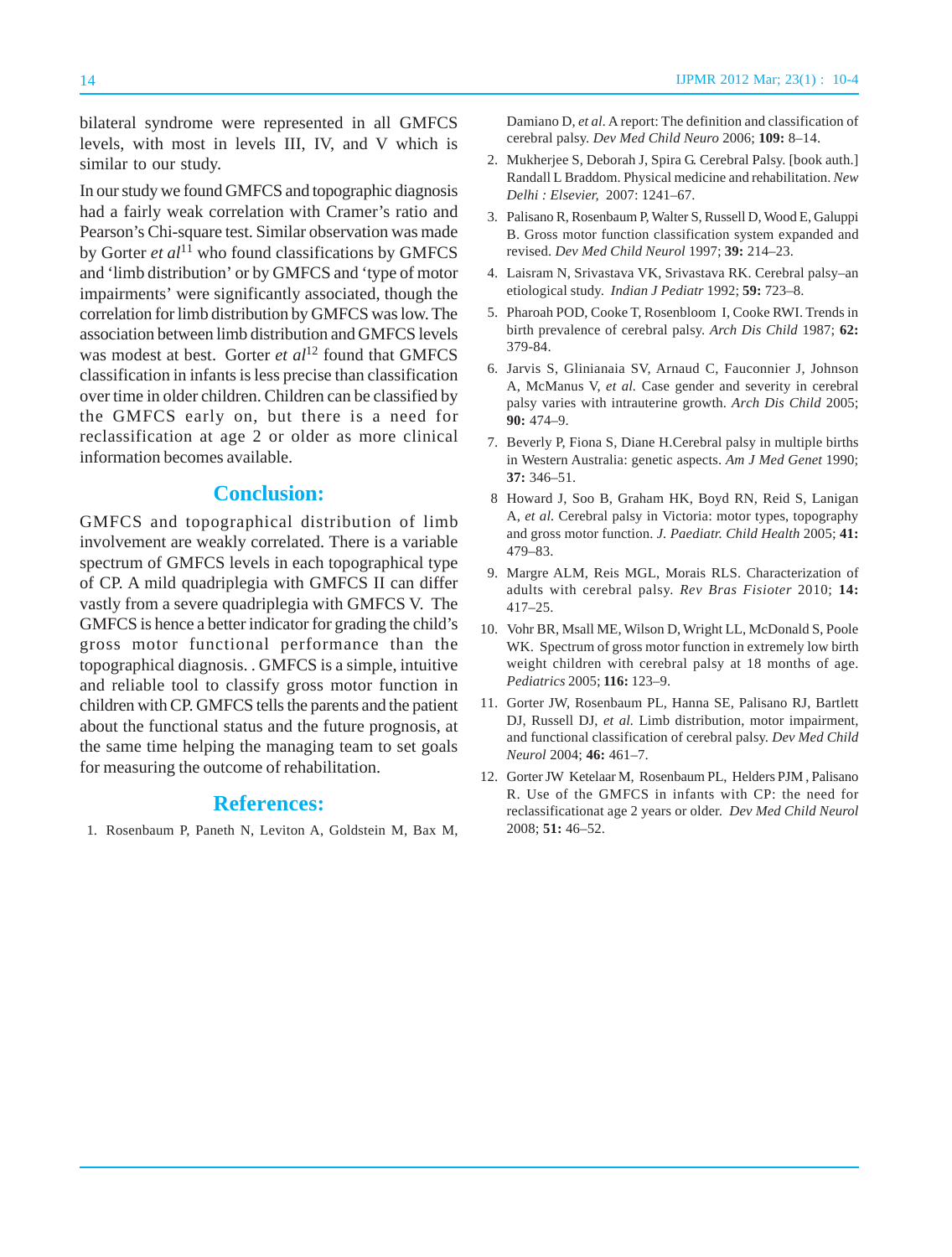bilateral syndrome were represented in all GMFCS levels, with most in levels III, IV, and V which is similar to our study.

In our study we found GMFCS and topographic diagnosis had a fairly weak correlation with Cramer's ratio and Pearson's Chi-square test. Similar observation was made by Gorter *et al*[11] who found classifications by GMFCS and 'limb distribution' or by GMFCS and 'type of motor impairments' were significantly associated, though the correlation for limb distribution by GMFCS was low. The association between limb distribution and GMFCS levels was modest at best. Gorter *et al*[12] found that GMFCS classification in infants is less precise than classification over time in older children. Children can be classified by the GMFCS early on, but there is a need for reclassification at age 2 or older as more clinical information becomes available.

## Conclusion:

GMFCS and topographical distribution of limb involvement are weakly correlated. There is a variable spectrum of GMFCS levels in each topographical type of CP. A mild quadriplegia with GMFCS II can differ vastly from a severe quadriplegia with GMFCS V. The GMFCS is hence a better indicator for grading the child's gross motor functional performance than the topographical diagnosis. . GMFCS is a simple, intuitive and reliable tool to classify gross motor function in children with CP. GMFCS tells the parents and the patient about the functional status and the future prognosis, at the same time helping the managing team to set goals for measuring the outcome of rehabilitation.

## References:

1. Rosenbaum P, Paneth N, Leviton A, Goldstein M, Bax M, Damiano D, *et al.* A report: The definition and classification of cerebral palsy. *Dev Med Child Neuro* 2006; **109:** 8–14.
2. Mukherjee S, Deborah J, Spira G. Cerebral Palsy. [book auth.] Randall L Braddom. Physical medicine and rehabilitation. *New Delhi : Elsevier,* 2007: 1241–67.
3. Palisano R, Rosenbaum P, Walter S, Russell D, Wood E, Galuppi B. Gross motor function classification system expanded and revised. *Dev Med Child Neurol* 1997; **39:** 214–23.
4. Laisram N, Srivastava VK, Srivastava RK. Cerebral palsy–an etiological study. *Indian J Pediatr* 1992; **59:** 723–8.
5. Pharoah POD, Cooke T, Rosenbloom I, Cooke RWI. Trends in birth prevalence of cerebral palsy. *Arch Dis Child* 1987; **62:** 379-84.
6. Jarvis S, Glinianaia SV, Arnaud C, Fauconnier J, Johnson A, McManus V, *et al.* Case gender and severity in cerebral palsy varies with intrauterine growth. *Arch Dis Child* 2005; **90:** 474–9.
7. Beverly P, Fiona S, Diane H.Cerebral palsy in multiple births in Western Australia: genetic aspects. *Am J Med Genet* 1990; **37:** 346–51.
8. Howard J, Soo B, Graham HK, Boyd RN, Reid S, Lanigan A, *et al.* Cerebral palsy in Victoria: motor types, topography and gross motor function. *J. Paediatr. Child Health* 2005; **41:** 479–83.
9. Margre ALM, Reis MGL, Morais RLS. Characterization of adults with cerebral palsy. *Rev Bras Fisioter* 2010; **14:** 417–25.
10. Vohr BR, Msall ME, Wilson D, Wright LL, McDonald S, Poole WK. Spectrum of gross motor function in extremely low birth weight children with cerebral palsy at 18 months of age. *Pediatrics* 2005; **116:** 123–9.
11. Gorter JW, Rosenbaum PL, Hanna SE, Palisano RJ, Bartlett DJ, Russell DJ, *et al.* Limb distribution, motor impairment, and functional classification of cerebral palsy. *Dev Med Child Neurol* 2004; **46:** 461–7.
12. Gorter JW Ketelaar M, Rosenbaum PL, Helders PJM , Palisano R. Use of the GMFCS in infants with CP: the need for reclassificationat age 2 years or older. *Dev Med Child Neurol* 2008; **51:** 46–52.